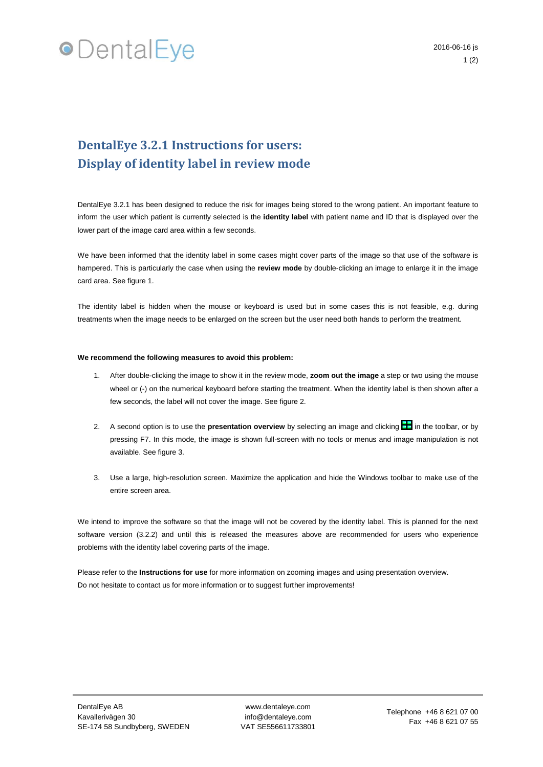# DentalEye 3.2.1 Instructions for users: Display of identity label in review mode

DentalEye 3.2.1 has been designed to reduce the risk for images being stored to the wrong patient. An important feature to inform the user which patient is currently selected is the **identity label** with patient name and ID that is displayed over the lower part of the image card area within a few seconds.

We have been informed that the identity label in some cases might cover parts of the image so that use of the software is hampered. This is particularly the case when using the **review mode** by double-clicking an image to enlarge it in the image card area. See figure 1.

The identity label is hidden when the mouse or keyboard is used but in some cases this is not feasible, e.g. during treatments when the image needs to be enlarged on the screen but the user need both hands to perform the treatment.

**We recommend the following measures to avoid this problem:**

1. After double-clicking the image to show it in the review mode, **zoom out the image** a step or two using the mouse wheel or (-) on the numerical keyboard before starting the treatment. When the identity label is then shown after a few seconds, the label will not cover the image. See figure 2.

2. A second option is to use the **presentation overview** by selecting an image and clicking in the toolbar, or by pressing F7. In this mode, the image is shown full-screen with no tools or menus and image manipulation is not available. See figure 3.

3. Use a large, high-resolution screen. Maximize the application and hide the Windows toolbar to make use of the entire screen area.

We intend to improve the software so that the image will not be covered by the identity label. This is planned for the next software version (3.2.2) and until this is released the measures above are recommended for users who experience problems with the identity label covering parts of the image.

Please refer to the **Instructions for use** for more information on zooming images and using presentation overview.
Do not hesitate to contact us for more information or to suggest further improvements!

DentalEye AB
Kavallerivägen 30
SE-174 58 Sundbyberg, SWEDEN

www.dentaleye.com
info@dentaleye.com
VAT SE556611733801

Telephone +46 8 621 07 00
Fax +46 8 621 07 55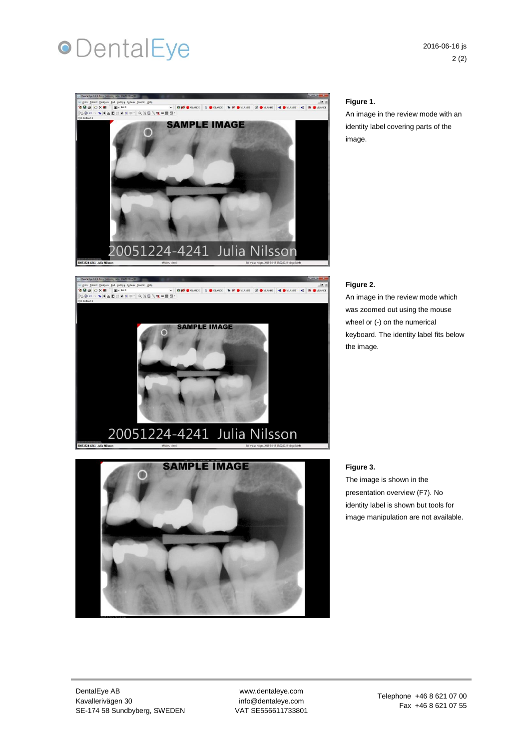**Figure 1.**

An image in the review mode with an identity label covering parts of the image.

**Figure 2.**

An image in the review mode which was zoomed out using the mouse wheel or (-) on the numerical keyboard. The identity label fits below the image.

**Figure 3.**

The image is shown in the presentation overview (F7). No identity label is shown but tools for image manipulation are not available.

DentalEye AB
Kavallerivägen 30
SE-174 58 Sundbyberg, SWEDEN

www.dentaleye.com
info@dentaleye.com
VAT SE556611733801

Telephone +46 8 621 07 00
Fax +46 8 621 07 55